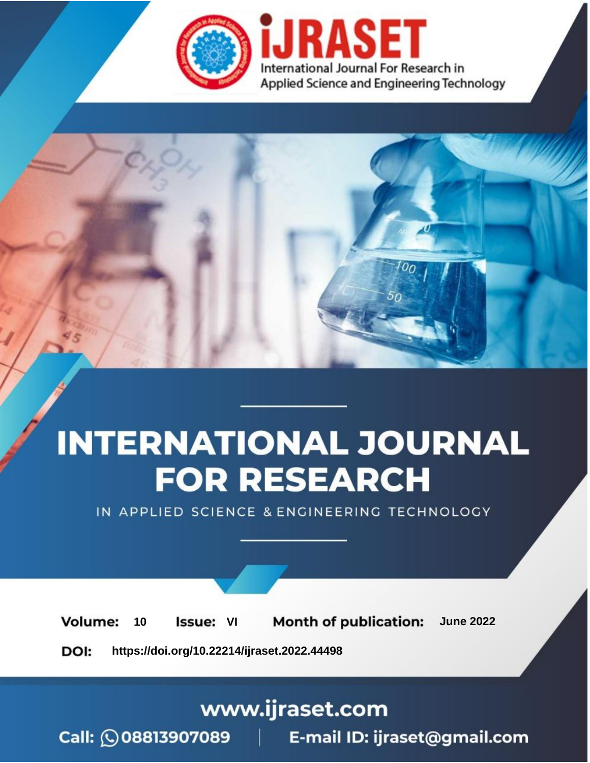iJRASET

International Journal For Research in Applied Science and Engineering Technology

# INTERNATIONAL JOURNAL FOR RESEARCH

IN APPLIED SCIENCE & ENGINEERING TECHNOLOGY

**Volume:** 10 **Issue:** VI **Month of publication:** June 2022

**DOI:** https://doi.org/10.22214/ijraset.2022.44498

www.ijraset.com

Call: 08813907089 | E-mail ID: ijraset@gmail.com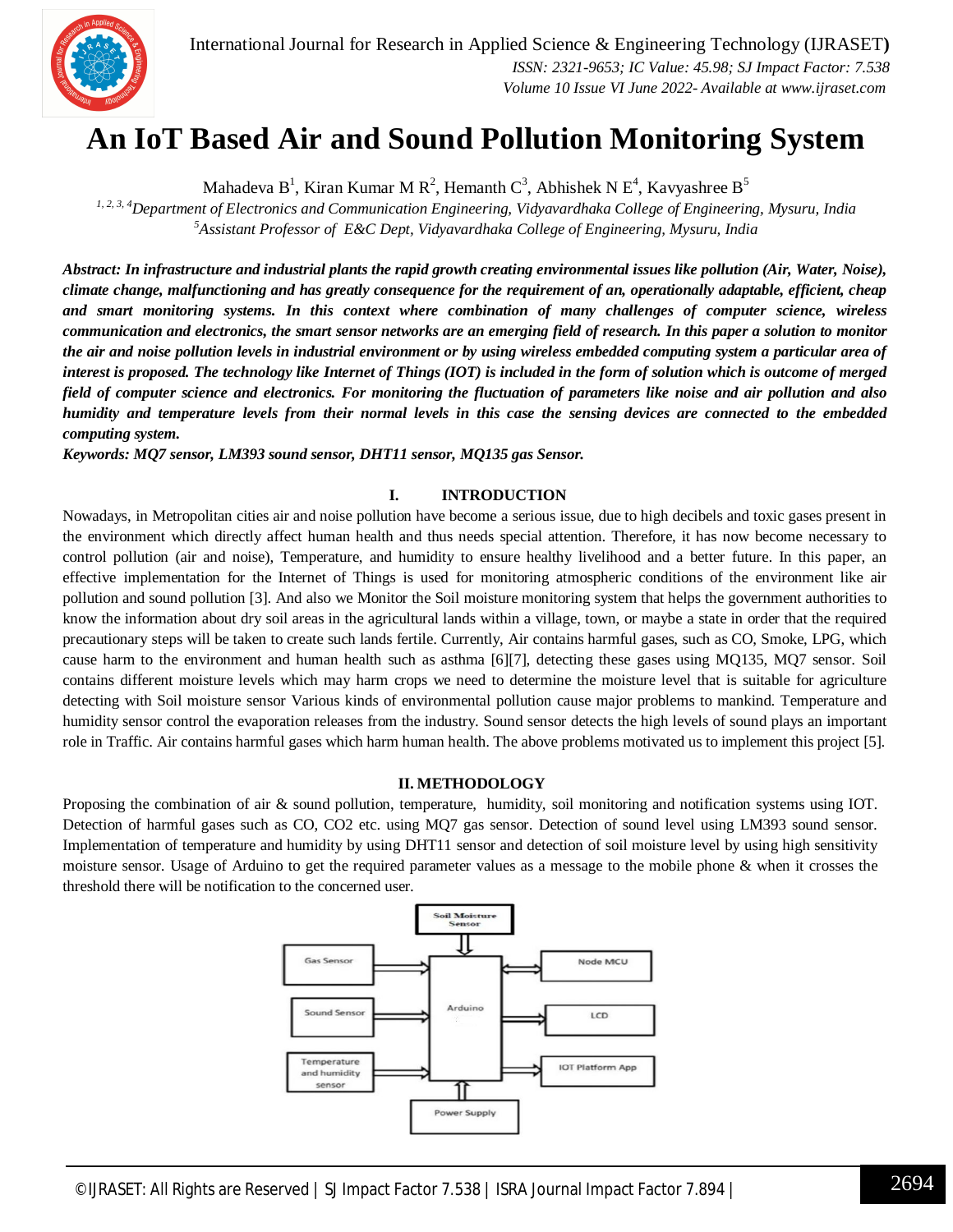# An IoT Based Air and Sound Pollution Monitoring System

Mahadeva B[1], Kiran Kumar M R[2], Hemanth C[3], Abhishek N E[4], Kavyashree B[5]

*[1, 2, 3, 4]Department of Electronics and Communication Engineering, Vidyavardhaka College of Engineering, Mysuru, India*
*[5]Assistant Professor of E&C Dept, Vidyavardhaka College of Engineering, Mysuru, India*

***Abstract: In infrastructure and industrial plants the rapid growth creating environmental issues like pollution (Air, Water, Noise), climate change, malfunctioning and has greatly consequence for the requirement of an, operationally adaptable, efficient, cheap and smart monitoring systems. In this context where combination of many challenges of computer science, wireless communication and electronics, the smart sensor networks are an emerging field of research. In this paper a solution to monitor the air and noise pollution levels in industrial environment or by using wireless embedded computing system a particular area of interest is proposed. The technology like Internet of Things (IOT) is included in the form of solution which is outcome of merged field of computer science and electronics. For monitoring the fluctuation of parameters like noise and air pollution and also humidity and temperature levels from their normal levels in this case the sensing devices are connected to the embedded computing system.***

***Keywords: MQ7 sensor, LM393 sound sensor, DHT11 sensor, MQ135 gas Sensor.***

## I. INTRODUCTION

Nowadays, in Metropolitan cities air and noise pollution have become a serious issue, due to high decibels and toxic gases present in the environment which directly affect human health and thus needs special attention. Therefore, it has now become necessary to control pollution (air and noise), Temperature, and humidity to ensure healthy livelihood and a better future. In this paper, an effective implementation for the Internet of Things is used for monitoring atmospheric conditions of the environment like air pollution and sound pollution [3]. And also we Monitor the Soil moisture monitoring system that helps the government authorities to know the information about dry soil areas in the agricultural lands within a village, town, or maybe a state in order that the required precautionary steps will be taken to create such lands fertile. Currently, Air contains harmful gases, such as CO, Smoke, LPG, which cause harm to the environment and human health such as asthma [6][7], detecting these gases using MQ135, MQ7 sensor. Soil contains different moisture levels which may harm crops we need to determine the moisture level that is suitable for agriculture detecting with Soil moisture sensor Various kinds of environmental pollution cause major problems to mankind. Temperature and humidity sensor control the evaporation releases from the industry. Sound sensor detects the high levels of sound plays an important role in Traffic. Air contains harmful gases which harm human health. The above problems motivated us to implement this project [5].

## II. METHODOLOGY

Proposing the combination of air & sound pollution, temperature, humidity, soil monitoring and notification systems using IOT. Detection of harmful gases such as CO, $CO_2$ etc. using MQ7 gas sensor. Detection of sound level using LM393 sound sensor. Implementation of temperature and humidity by using DHT11 sensor and detection of soil moisture level by using high sensitivity moisture sensor. Usage of Arduino to get the required parameter values as a message to the mobile phone & when it crosses the threshold there will be notification to the concerned user.

Soil Moisture Sensor
Gas Sensor
Sound Sensor
Temperature and humidity sensor
Arduino
Power Supply
Node MCU
LCD
IOT Platform App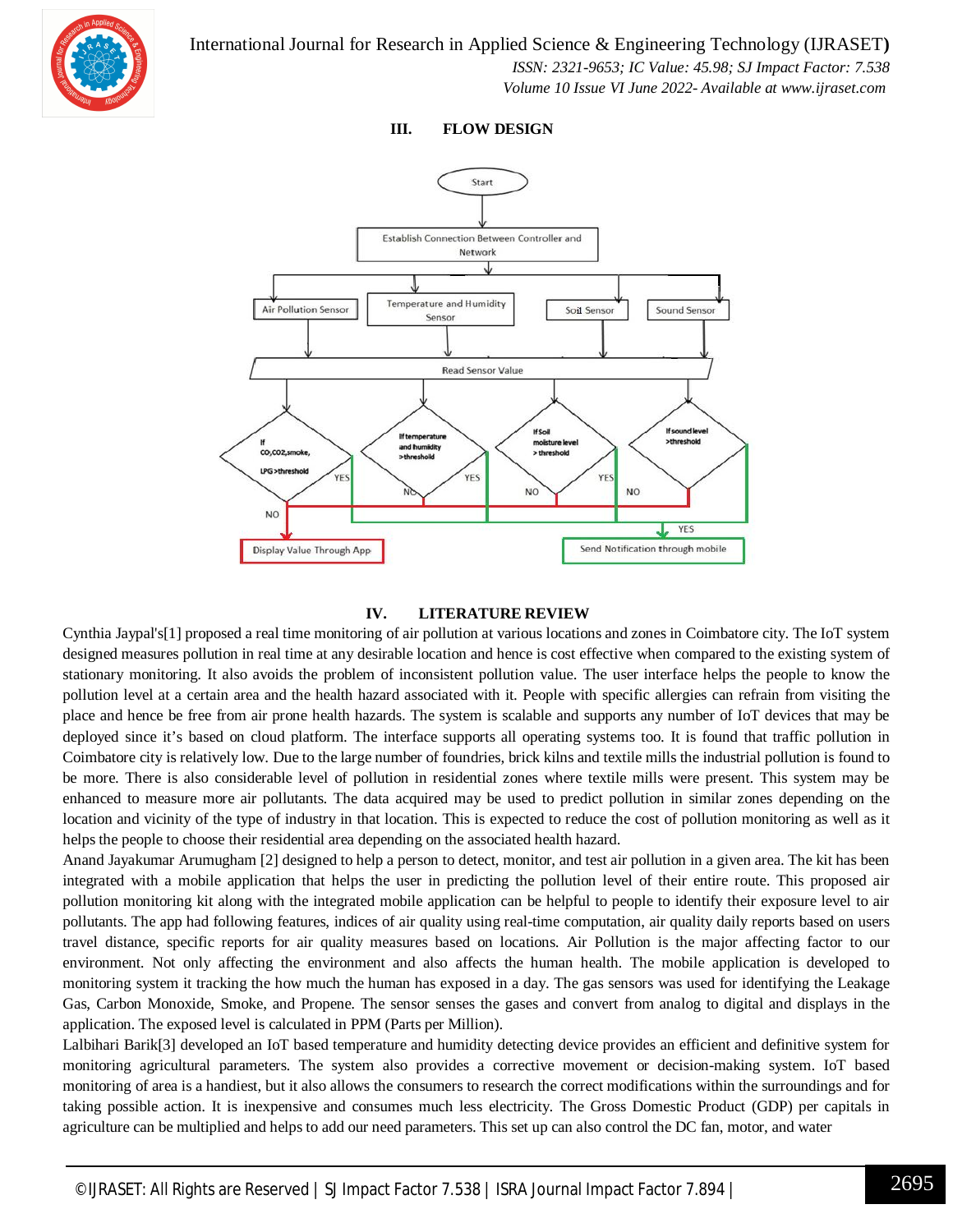## III. FLOW DESIGN

## IV. LITERATURE REVIEW

Cynthia Jaypal's[1] proposed a real time monitoring of air pollution at various locations and zones in Coimbatore city. The IoT system designed measures pollution in real time at any desirable location and hence is cost effective when compared to the existing system of stationary monitoring. It also avoids the problem of inconsistent pollution value. The user interface helps the people to know the pollution level at a certain area and the health hazard associated with it. People with specific allergies can refrain from visiting the place and hence be free from air prone health hazards. The system is scalable and supports any number of IoT devices that may be deployed since it's based on cloud platform. The interface supports all operating systems too. It is found that traffic pollution in Coimbatore city is relatively low. Due to the large number of foundries, brick kilns and textile mills the industrial pollution is found to be more. There is also considerable level of pollution in residential zones where textile mills were present. This system may be enhanced to measure more air pollutants. The data acquired may be used to predict pollution in similar zones depending on the location and vicinity of the type of industry in that location. This is expected to reduce the cost of pollution monitoring as well as it helps the people to choose their residential area depending on the associated health hazard.

Anand Jayakumar Arumugham [2] designed to help a person to detect, monitor, and test air pollution in a given area. The kit has been integrated with a mobile application that helps the user in predicting the pollution level of their entire route. This proposed air pollution monitoring kit along with the integrated mobile application can be helpful to people to identify their exposure level to air pollutants. The app had following features, indices of air quality using real-time computation, air quality daily reports based on users travel distance, specific reports for air quality measures based on locations. Air Pollution is the major affecting factor to our environment. Not only affecting the environment and also affects the human health. The mobile application is developed to monitoring system it tracking the how much the human has exposed in a day. The gas sensors was used for identifying the Leakage Gas, Carbon Monoxide, Smoke, and Propene. The sensor senses the gases and convert from analog to digital and displays in the application. The exposed level is calculated in PPM (Parts per Million).

Lalbihari Barik[3] developed an IoT based temperature and humidity detecting device provides an efficient and definitive system for monitoring agricultural parameters. The system also provides a corrective movement or decision-making system. IoT based monitoring of area is a handiest, but it also allows the consumers to research the correct modifications within the surroundings and for taking possible action. It is inexpensive and consumes much less electricity. The Gross Domestic Product (GDP) per capitals in agriculture can be multiplied and helps to add our need parameters. This set up can also control the DC fan, motor, and water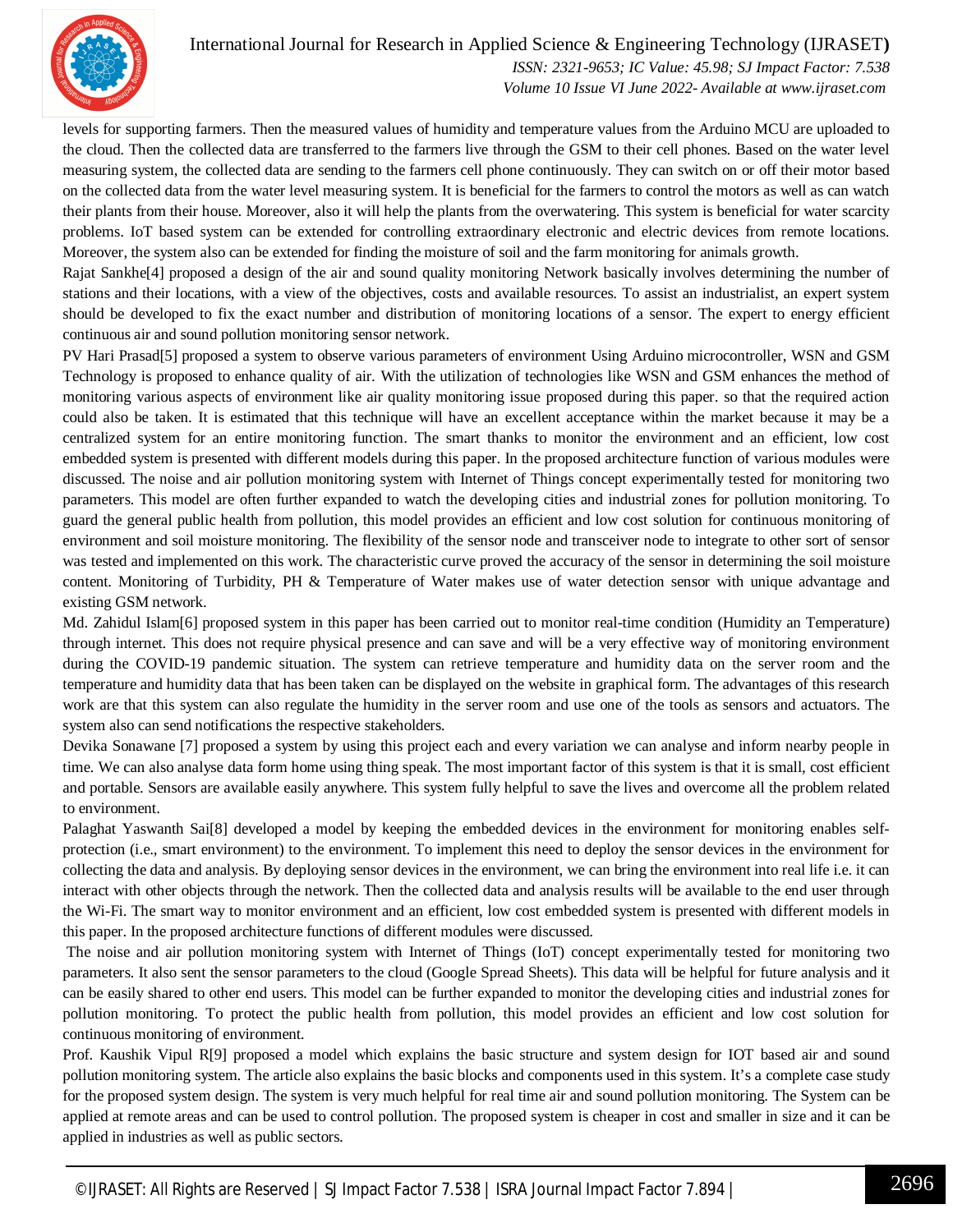levels for supporting farmers. Then the measured values of humidity and temperature values from the Arduino MCU are uploaded to the cloud. Then the collected data are transferred to the farmers live through the GSM to their cell phones. Based on the water level measuring system, the collected data are sending to the farmers cell phone continuously. They can switch on or off their motor based on the collected data from the water level measuring system. It is beneficial for the farmers to control the motors as well as can watch their plants from their house. Moreover, also it will help the plants from the overwatering. This system is beneficial for water scarcity problems. IoT based system can be extended for controlling extraordinary electronic and electric devices from remote locations. Moreover, the system also can be extended for finding the moisture of soil and the farm monitoring for animals growth.

Rajat Sankhe[4] proposed a design of the air and sound quality monitoring Network basically involves determining the number of stations and their locations, with a view of the objectives, costs and available resources. To assist an industrialist, an expert system should be developed to fix the exact number and distribution of monitoring locations of a sensor. The expert to energy efficient continuous air and sound pollution monitoring sensor network.

PV Hari Prasad[5] proposed a system to observe various parameters of environment Using Arduino microcontroller, WSN and GSM Technology is proposed to enhance quality of air. With the utilization of technologies like WSN and GSM enhances the method of monitoring various aspects of environment like air quality monitoring issue proposed during this paper. so that the required action could also be taken. It is estimated that this technique will have an excellent acceptance within the market because it may be a centralized system for an entire monitoring function. The smart thanks to monitor the environment and an efficient, low cost embedded system is presented with different models during this paper. In the proposed architecture function of various modules were discussed. The noise and air pollution monitoring system with Internet of Things concept experimentally tested for monitoring two parameters. This model are often further expanded to watch the developing cities and industrial zones for pollution monitoring. To guard the general public health from pollution, this model provides an efficient and low cost solution for continuous monitoring of environment and soil moisture monitoring. The flexibility of the sensor node and transceiver node to integrate to other sort of sensor was tested and implemented on this work. The characteristic curve proved the accuracy of the sensor in determining the soil moisture content. Monitoring of Turbidity, PH & Temperature of Water makes use of water detection sensor with unique advantage and existing GSM network.

Md. Zahidul Islam[6] proposed system in this paper has been carried out to monitor real-time condition (Humidity an Temperature) through internet. This does not require physical presence and can save and will be a very effective way of monitoring environment during the COVID-19 pandemic situation. The system can retrieve temperature and humidity data on the server room and the temperature and humidity data that has been taken can be displayed on the website in graphical form. The advantages of this research work are that this system can also regulate the humidity in the server room and use one of the tools as sensors and actuators. The system also can send notifications the respective stakeholders.

Devika Sonawane [7] proposed a system by using this project each and every variation we can analyse and inform nearby people in time. We can also analyse data form home using thing speak. The most important factor of this system is that it is small, cost efficient and portable. Sensors are available easily anywhere. This system fully helpful to save the lives and overcome all the problem related to environment.

Palaghat Yaswanth Sai[8] developed a model by keeping the embedded devices in the environment for monitoring enables self-protection (i.e., smart environment) to the environment. To implement this need to deploy the sensor devices in the environment for collecting the data and analysis. By deploying sensor devices in the environment, we can bring the environment into real life i.e. it can interact with other objects through the network. Then the collected data and analysis results will be available to the end user through the Wi-Fi. The smart way to monitor environment and an efficient, low cost embedded system is presented with different models in this paper. In the proposed architecture functions of different modules were discussed.

The noise and air pollution monitoring system with Internet of Things (IoT) concept experimentally tested for monitoring two parameters. It also sent the sensor parameters to the cloud (Google Spread Sheets). This data will be helpful for future analysis and it can be easily shared to other end users. This model can be further expanded to monitor the developing cities and industrial zones for pollution monitoring. To protect the public health from pollution, this model provides an efficient and low cost solution for continuous monitoring of environment.

Prof. Kaushik Vipul R[9] proposed a model which explains the basic structure and system design for IOT based air and sound pollution monitoring system. The article also explains the basic blocks and components used in this system. It's a complete case study for the proposed system design. The system is very much helpful for real time air and sound pollution monitoring. The System can be applied at remote areas and can be used to control pollution. The proposed system is cheaper in cost and smaller in size and it can be applied in industries as well as public sectors.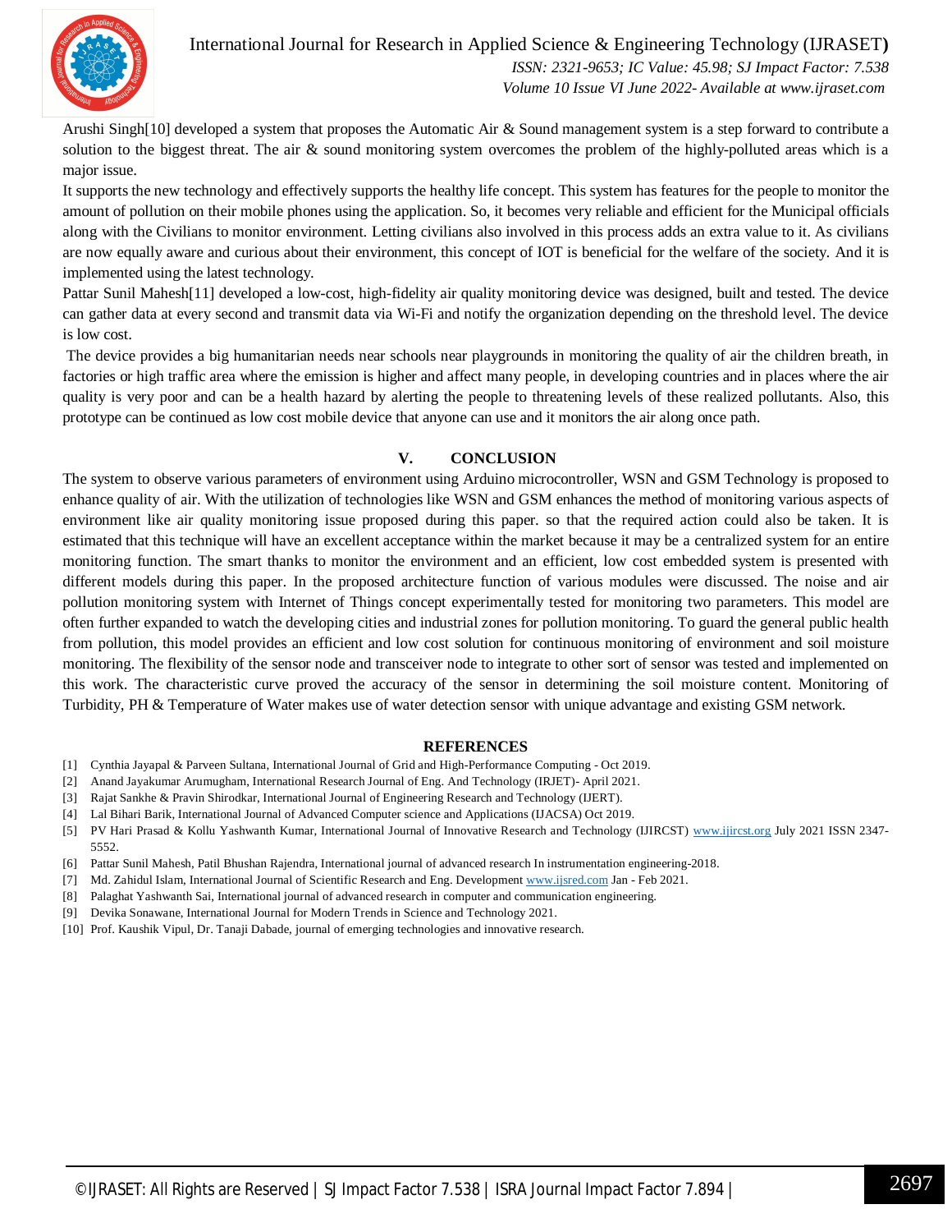Arushi Singh[10] developed a system that proposes the Automatic Air & Sound management system is a step forward to contribute a solution to the biggest threat. The air & sound monitoring system overcomes the problem of the highly-polluted areas which is a major issue.

It supports the new technology and effectively supports the healthy life concept. This system has features for the people to monitor the amount of pollution on their mobile phones using the application. So, it becomes very reliable and efficient for the Municipal officials along with the Civilians to monitor environment. Letting civilians also involved in this process adds an extra value to it. As civilians are now equally aware and curious about their environment, this concept of IOT is beneficial for the welfare of the society. And it is implemented using the latest technology.

Pattar Sunil Mahesh[11] developed a low-cost, high-fidelity air quality monitoring device was designed, built and tested. The device can gather data at every second and transmit data via Wi-Fi and notify the organization depending on the threshold level. The device is low cost.

The device provides a big humanitarian needs near schools near playgrounds in monitoring the quality of air the children breath, in factories or high traffic area where the emission is higher and affect many people, in developing countries and in places where the air quality is very poor and can be a health hazard by alerting the people to threatening levels of these realized pollutants. Also, this prototype can be continued as low cost mobile device that anyone can use and it monitors the air along once path.

## V. CONCLUSION

The system to observe various parameters of environment using Arduino microcontroller, WSN and GSM Technology is proposed to enhance quality of air. With the utilization of technologies like WSN and GSM enhances the method of monitoring various aspects of environment like air quality monitoring issue proposed during this paper. so that the required action could also be taken. It is estimated that this technique will have an excellent acceptance within the market because it may be a centralized system for an entire monitoring function. The smart thanks to monitor the environment and an efficient, low cost embedded system is presented with different models during this paper. In the proposed architecture function of various modules were discussed. The noise and air pollution monitoring system with Internet of Things concept experimentally tested for monitoring two parameters. This model are often further expanded to watch the developing cities and industrial zones for pollution monitoring. To guard the general public health from pollution, this model provides an efficient and low cost solution for continuous monitoring of environment and soil moisture monitoring. The flexibility of the sensor node and transceiver node to integrate to other sort of sensor was tested and implemented on this work. The characteristic curve proved the accuracy of the sensor in determining the soil moisture content. Monitoring of Turbidity, PH & Temperature of Water makes use of water detection sensor with unique advantage and existing GSM network.

## REFERENCES

[1] Cynthia Jayapal & Parveen Sultana, International Journal of Grid and High-Performance Computing - Oct 2019.
[2] Anand Jayakumar Arumugham, International Research Journal of Eng. And Technology (IRJET)- April 2021.
[3] Rajat Sankhe & Pravin Shirodkar, International Journal of Engineering Research and Technology (IJERT).
[4] Lal Bihari Barik, International Journal of Advanced Computer science and Applications (IJACSA) Oct 2019.
[5] PV Hari Prasad & Kollu Yashwanth Kumar, International Journal of Innovative Research and Technology (IJIRCST) www.ijircst.org July 2021 ISSN 2347-5552.
[6] Pattar Sunil Mahesh, Patil Bhushan Rajendra, International journal of advanced research In instrumentation engineering-2018.
[7] Md. Zahidul Islam, International Journal of Scientific Research and Eng. Development www.ijsred.com Jan - Feb 2021.
[8] Palaghat Yashwanth Sai, International journal of advanced research in computer and communication engineering.
[9] Devika Sonawane, International Journal for Modern Trends in Science and Technology 2021.
[10] Prof. Kaushik Vipul, Dr. Tanaji Dabade, journal of emerging technologies and innovative research.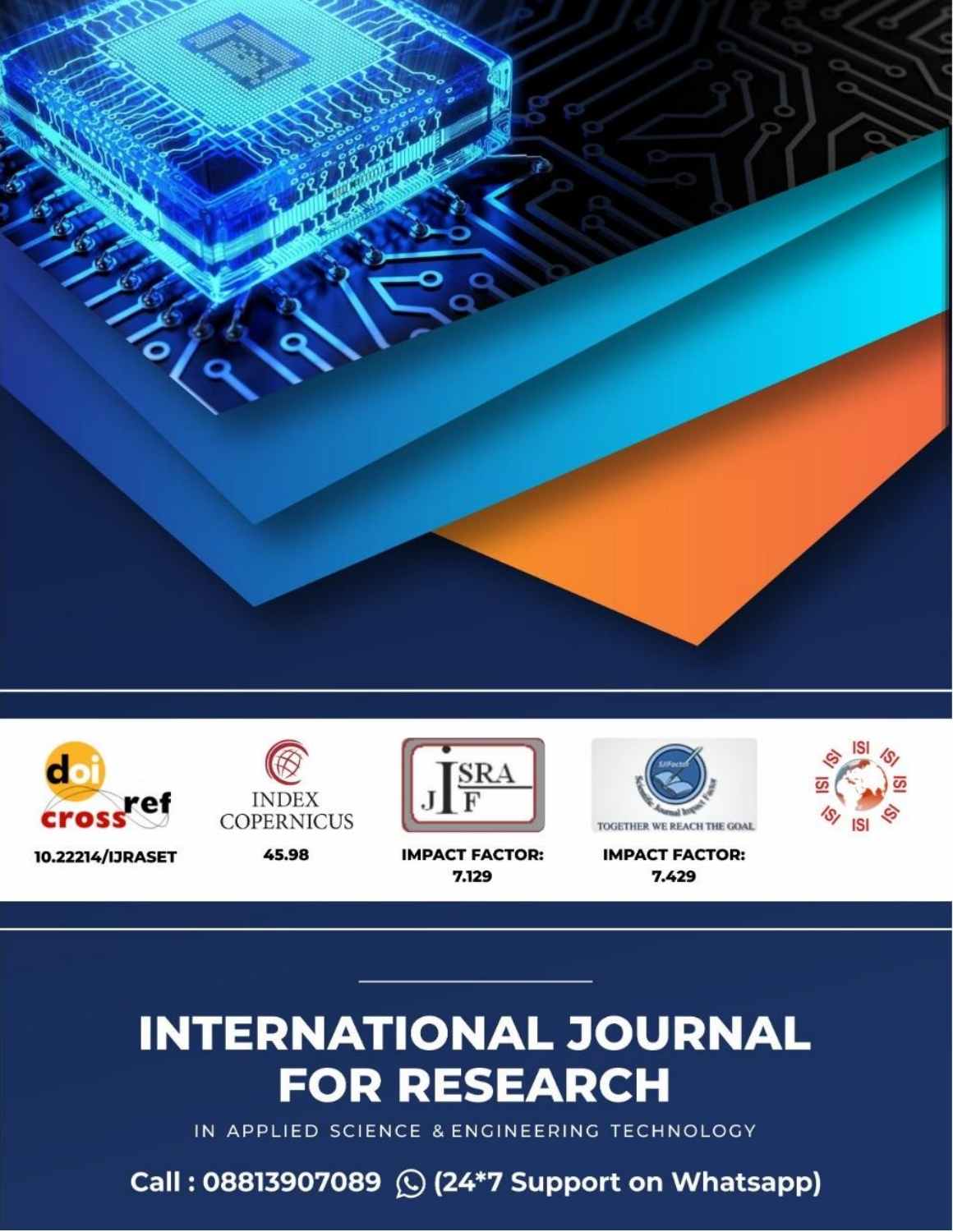10.22214/IJRASET

INDEX COPERNICUS

45.98

IMPACT FACTOR: 7.129

IMPACT FACTOR: 7.429

# INTERNATIONAL JOURNAL FOR RESEARCH

IN APPLIED SCIENCE & ENGINEERING TECHNOLOGY

Call : 08813907089 (24*7 Support on Whatsapp)